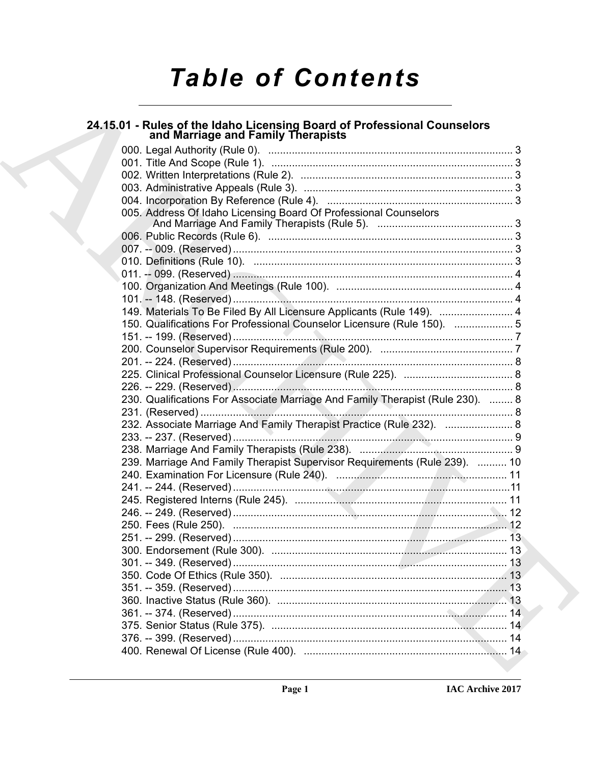# Table of Contents

## 24.15.01 - Rules of the Idaho Licensing Board of Professional Counselors and Marriage and Family Therapists

000. Legal Authority (Rule 0). .......... 3
001. Title And Scope (Rule 1). .......... 3
002. Written Interpretations (Rule 2). .......... 3
003. Administrative Appeals (Rule 3). .......... 3
004. Incorporation By Reference (Rule 4). .......... 3
005. Address Of Idaho Licensing Board Of Professional Counselors And Marriage And Family Therapists (Rule 5). .......... 3
006. Public Records (Rule 6). .......... 3
007. -- 009. (Reserved) .......... 3
010. Definitions (Rule 10). .......... 3
011. -- 099. (Reserved) .......... 4
100. Organization And Meetings (Rule 100). .......... 4
101. -- 148. (Reserved) .......... 4
149. Materials To Be Filed By All Licensure Applicants (Rule 149). .......... 4
150. Qualifications For Professional Counselor Licensure (Rule 150). .......... 5
151. -- 199. (Reserved) .......... 7
200. Counselor Supervisor Requirements (Rule 200). .......... 7
201. -- 224. (Reserved) .......... 8
225. Clinical Professional Counselor Licensure (Rule 225). .......... 8
226. -- 229. (Reserved) .......... 8
230. Qualifications For Associate Marriage And Family Therapist (Rule 230). .......... 8
231. (Reserved) .......... 8
232. Associate Marriage And Family Therapist Practice (Rule 232). .......... 8
233. -- 237. (Reserved) .......... 9
238. Marriage And Family Therapists (Rule 238). .......... 9
239. Marriage And Family Therapist Supervisor Requirements (Rule 239). .......... 10
240. Examination For Licensure (Rule 240). .......... 11
241. -- 244. (Reserved) .......... 11
245. Registered Interns (Rule 245). .......... 11
246. -- 249. (Reserved) .......... 12
250. Fees (Rule 250). .......... 12
251. -- 299. (Reserved) .......... 13
300. Endorsement (Rule 300). .......... 13
301. -- 349. (Reserved) .......... 13
350. Code Of Ethics (Rule 350). .......... 13
351. -- 359. (Reserved) .......... 13
360. Inactive Status (Rule 360). .......... 13
361. -- 374. (Reserved) .......... 14
375. Senior Status (Rule 375). .......... 14
376. -- 399. (Reserved) .......... 14
400. Renewal Of License (Rule 400). .......... 14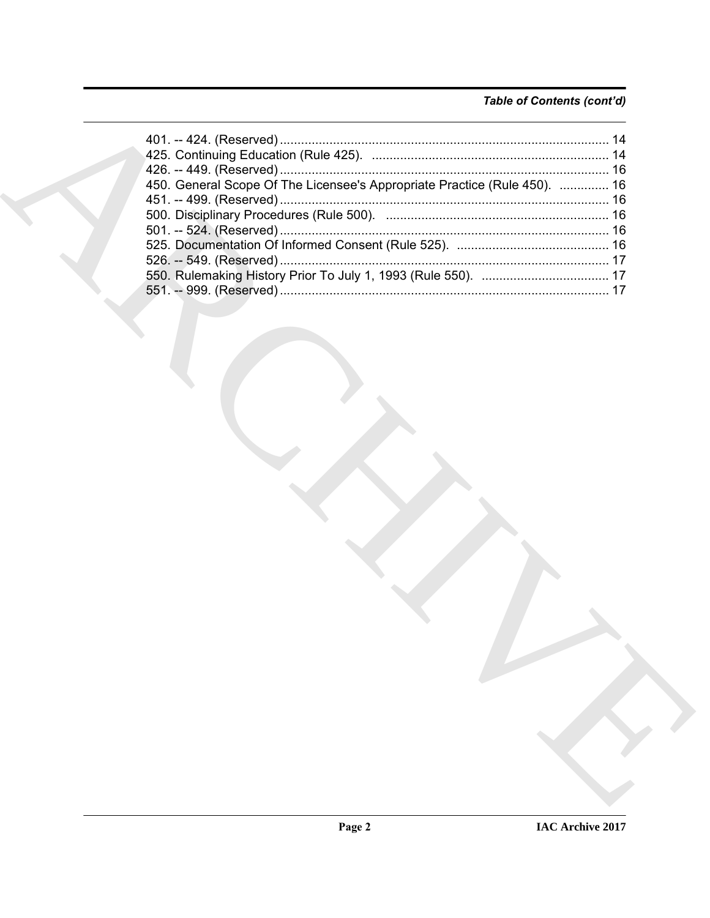*Table of Contents (cont'd)*

401. -- 424. (Reserved) ............................................................................................ 14
425. Continuing Education (Rule 425). .................................................................. 14
426. -- 449. (Reserved) ............................................................................................ 16
450. General Scope Of The Licensee's Appropriate Practice (Rule 450). .............. 16
451. -- 499. (Reserved) ............................................................................................ 16
500. Disciplinary Procedures (Rule 500). .............................................................. 16
501. -- 524. (Reserved) ............................................................................................ 16
525. Documentation Of Informed Consent (Rule 525). ........................................... 16
526. -- 549. (Reserved) ............................................................................................ 17
550. Rulemaking History Prior To July 1, 1993 (Rule 550). .................................... 17
551. -- 999. (Reserved) ............................................................................................ 17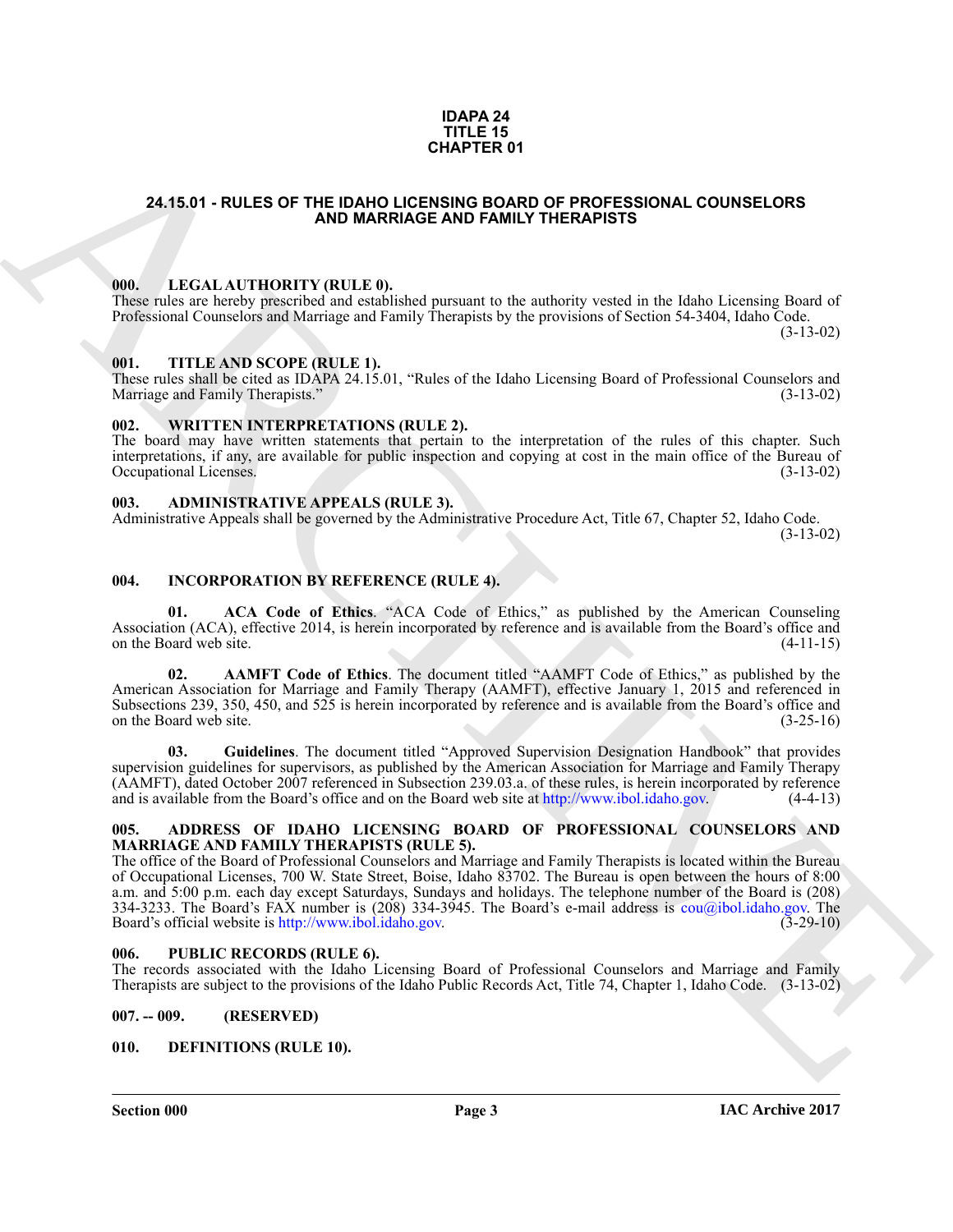**IDAPA 24**
**TITLE 15**
**CHAPTER 01**

## 24.15.01 - RULES OF THE IDAHO LICENSING BOARD OF PROFESSIONAL COUNSELORS AND MARRIAGE AND FAMILY THERAPISTS

### 000. LEGAL AUTHORITY (RULE 0).

These rules are hereby prescribed and established pursuant to the authority vested in the Idaho Licensing Board of Professional Counselors and Marriage and Family Therapists by the provisions of Section 54-3404, Idaho Code. (3-13-02)

### 001. TITLE AND SCOPE (RULE 1).

These rules shall be cited as IDAPA 24.15.01, "Rules of the Idaho Licensing Board of Professional Counselors and Marriage and Family Therapists." (3-13-02)

### 002. WRITTEN INTERPRETATIONS (RULE 2).

The board may have written statements that pertain to the interpretation of the rules of this chapter. Such interpretations, if any, are available for public inspection and copying at cost in the main office of the Bureau of Occupational Licenses. (3-13-02)

### 003. ADMINISTRATIVE APPEALS (RULE 3).

Administrative Appeals shall be governed by the Administrative Procedure Act, Title 67, Chapter 52, Idaho Code. (3-13-02)

### 004. INCORPORATION BY REFERENCE (RULE 4).

**01. ACA Code of Ethics**. "ACA Code of Ethics," as published by the American Counseling Association (ACA), effective 2014, is herein incorporated by reference and is available from the Board's office and on the Board web site. (4-11-15)

**02. AAMFT Code of Ethics**. The document titled "AAMFT Code of Ethics," as published by the American Association for Marriage and Family Therapy (AAMFT), effective January 1, 2015 and referenced in Subsections 239, 350, 450, and 525 is herein incorporated by reference and is available from the Board's office and on the Board web site. (3-25-16)

**03. Guidelines**. The document titled "Approved Supervision Designation Handbook" that provides supervision guidelines for supervisors, as published by the American Association for Marriage and Family Therapy (AAMFT), dated October 2007 referenced in Subsection 239.03.a. of these rules, is herein incorporated by reference and is available from the Board's office and on the Board web site at http://www.ibol.idaho.gov. (4-4-13)

### 005. ADDRESS OF IDAHO LICENSING BOARD OF PROFESSIONAL COUNSELORS AND MARRIAGE AND FAMILY THERAPISTS (RULE 5).

The office of the Board of Professional Counselors and Marriage and Family Therapists is located within the Bureau of Occupational Licenses, 700 W. State Street, Boise, Idaho 83702. The Bureau is open between the hours of 8:00 a.m. and 5:00 p.m. each day except Saturdays, Sundays and holidays. The telephone number of the Board is (208) 334-3233. The Board's FAX number is (208) 334-3945. The Board's e-mail address is cou@ibol.idaho.gov. The Board's official website is http://www.ibol.idaho.gov. (3-29-10)

### 006. PUBLIC RECORDS (RULE 6).

The records associated with the Idaho Licensing Board of Professional Counselors and Marriage and Family Therapists are subject to the provisions of the Idaho Public Records Act, Title 74, Chapter 1, Idaho Code. (3-13-02)

### 007. -- 009. (RESERVED)

### 010. DEFINITIONS (RULE 10).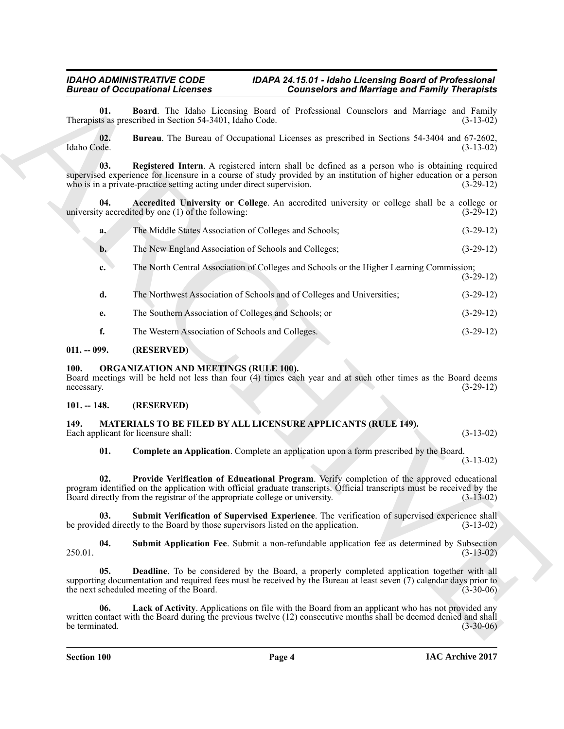**01. Board**. The Idaho Licensing Board of Professional Counselors and Marriage and Family Therapists as prescribed in Section 54-3401, Idaho Code. (3-13-02)

**02. Bureau**. The Bureau of Occupational Licenses as prescribed in Sections 54-3404 and 67-2602, Idaho Code. (3-13-02)

**03. Registered Intern**. A registered intern shall be defined as a person who is obtaining required supervised experience for licensure in a course of study provided by an institution of higher education or a person who is in a private-practice setting acting under direct supervision. (3-29-12)

**04. Accredited University or College**. An accredited university or college shall be a college or university accredited by one (1) of the following: (3-29-12)

**a.** The Middle States Association of Colleges and Schools; (3-29-12)

**b.** The New England Association of Schools and Colleges; (3-29-12)

**c.** The North Central Association of Colleges and Schools or the Higher Learning Commission; (3-29-12)

**d.** The Northwest Association of Schools and of Colleges and Universities; (3-29-12)

**e.** The Southern Association of Colleges and Schools; or (3-29-12)

**f.** The Western Association of Schools and Colleges. (3-29-12)

## 011. -- 099. (RESERVED)

## 100. ORGANIZATION AND MEETINGS (RULE 100).

Board meetings will be held not less than four (4) times each year and at such other times as the Board deems necessary. (3-29-12)

## 101. -- 148. (RESERVED)

## 149. MATERIALS TO BE FILED BY ALL LICENSURE APPLICANTS (RULE 149).

Each applicant for licensure shall: (3-13-02)

**01. Complete an Application**. Complete an application upon a form prescribed by the Board. (3-13-02)

**02. Provide Verification of Educational Program**. Verify completion of the approved educational program identified on the application with official graduate transcripts. Official transcripts must be received by the Board directly from the registrar of the appropriate college or university. (3-13-02)

**03. Submit Verification of Supervised Experience**. The verification of supervised experience shall be provided directly to the Board by those supervisors listed on the application. (3-13-02)

**04. Submit Application Fee**. Submit a non-refundable application fee as determined by Subsection 250.01. (3-13-02)

**05. Deadline**. To be considered by the Board, a properly completed application together with all supporting documentation and required fees must be received by the Bureau at least seven (7) calendar days prior to the next scheduled meeting of the Board. (3-30-06)

**06. Lack of Activity**. Applications on file with the Board from an applicant who has not provided any written contact with the Board during the previous twelve (12) consecutive months shall be deemed denied and shall be terminated. (3-30-06)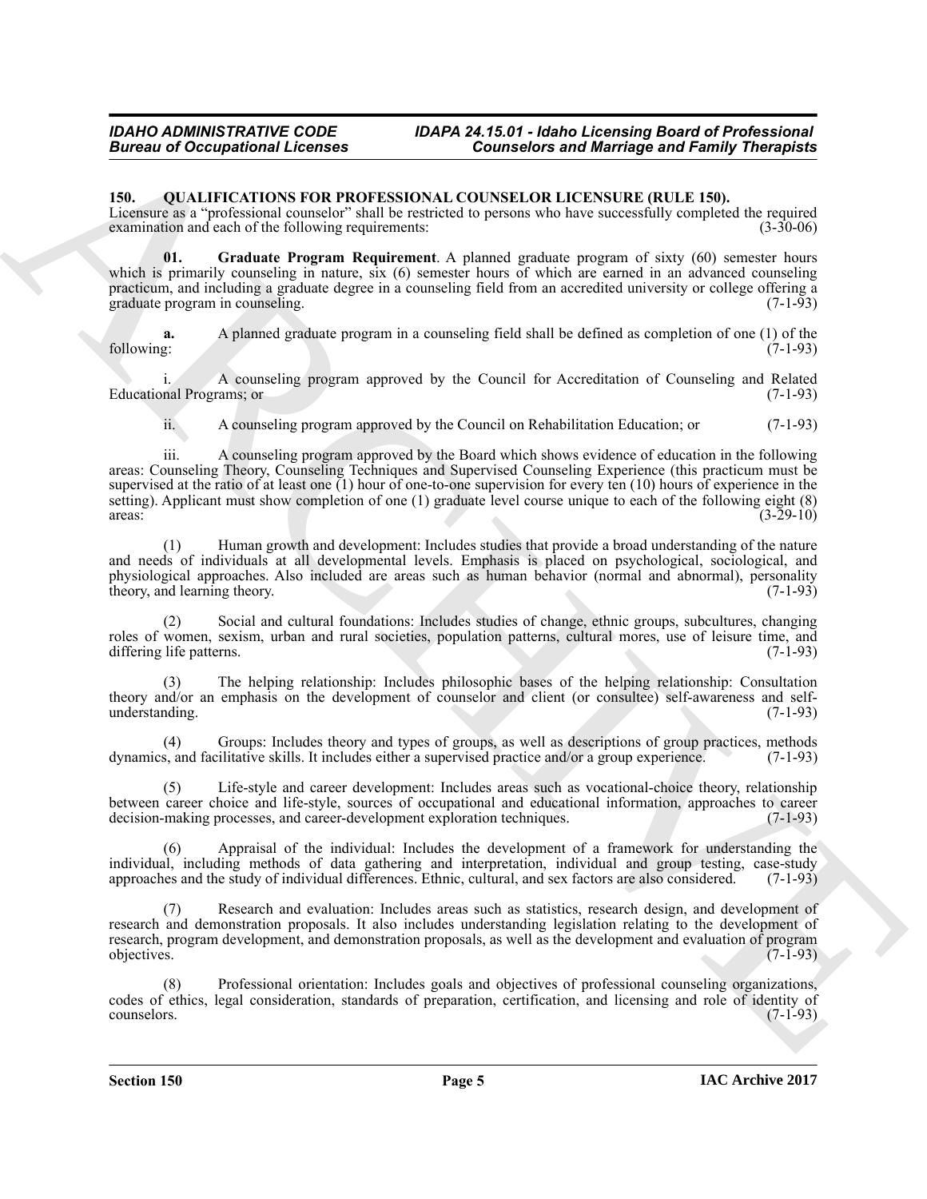## 150. QUALIFICATIONS FOR PROFESSIONAL COUNSELOR LICENSURE (RULE 150).

Licensure as a "professional counselor" shall be restricted to persons who have successfully completed the required examination and each of the following requirements: (3-30-06)

**01. Graduate Program Requirement**. A planned graduate program of sixty (60) semester hours which is primarily counseling in nature, six (6) semester hours of which are earned in an advanced counseling practicum, and including a graduate degree in a counseling field from an accredited university or college offering a graduate program in counseling. (7-1-93)

**a.** A planned graduate program in a counseling field shall be defined as completion of one (1) of the following: (7-1-93)

i. A counseling program approved by the Council for Accreditation of Counseling and Related Educational Programs; or (7-1-93)

ii. A counseling program approved by the Council on Rehabilitation Education; or (7-1-93)

iii. A counseling program approved by the Board which shows evidence of education in the following areas: Counseling Theory, Counseling Techniques and Supervised Counseling Experience (this practicum must be supervised at the ratio of at least one (1) hour of one-to-one supervision for every ten (10) hours of experience in the setting). Applicant must show completion of one (1) graduate level course unique to each of the following eight (8) areas: (3-29-10)

(1) Human growth and development: Includes studies that provide a broad understanding of the nature and needs of individuals at all developmental levels. Emphasis is placed on psychological, sociological, and physiological approaches. Also included are areas such as human behavior (normal and abnormal), personality theory, and learning theory. (7-1-93)

(2) Social and cultural foundations: Includes studies of change, ethnic groups, subcultures, changing roles of women, sexism, urban and rural societies, population patterns, cultural mores, use of leisure time, and differing life patterns. (7-1-93)

(3) The helping relationship: Includes philosophic bases of the helping relationship: Consultation theory and/or an emphasis on the development of counselor and client (or consultee) self-awareness and self-understanding. (7-1-93)

(4) Groups: Includes theory and types of groups, as well as descriptions of group practices, methods dynamics, and facilitative skills. It includes either a supervised practice and/or a group experience. (7-1-93)

(5) Life-style and career development: Includes areas such as vocational-choice theory, relationship between career choice and life-style, sources of occupational and educational information, approaches to career decision-making processes, and career-development exploration techniques. (7-1-93)

(6) Appraisal of the individual: Includes the development of a framework for understanding the individual, including methods of data gathering and interpretation, individual and group testing, case-study approaches and the study of individual differences. Ethnic, cultural, and sex factors are also considered. (7-1-93)

(7) Research and evaluation: Includes areas such as statistics, research design, and development of research and demonstration proposals. It also includes understanding legislation relating to the development of research, program development, and demonstration proposals, as well as the development and evaluation of program objectives. (7-1-93)

(8) Professional orientation: Includes goals and objectives of professional counseling organizations, codes of ethics, legal consideration, standards of preparation, certification, and licensing and role of identity of counselors. (7-1-93)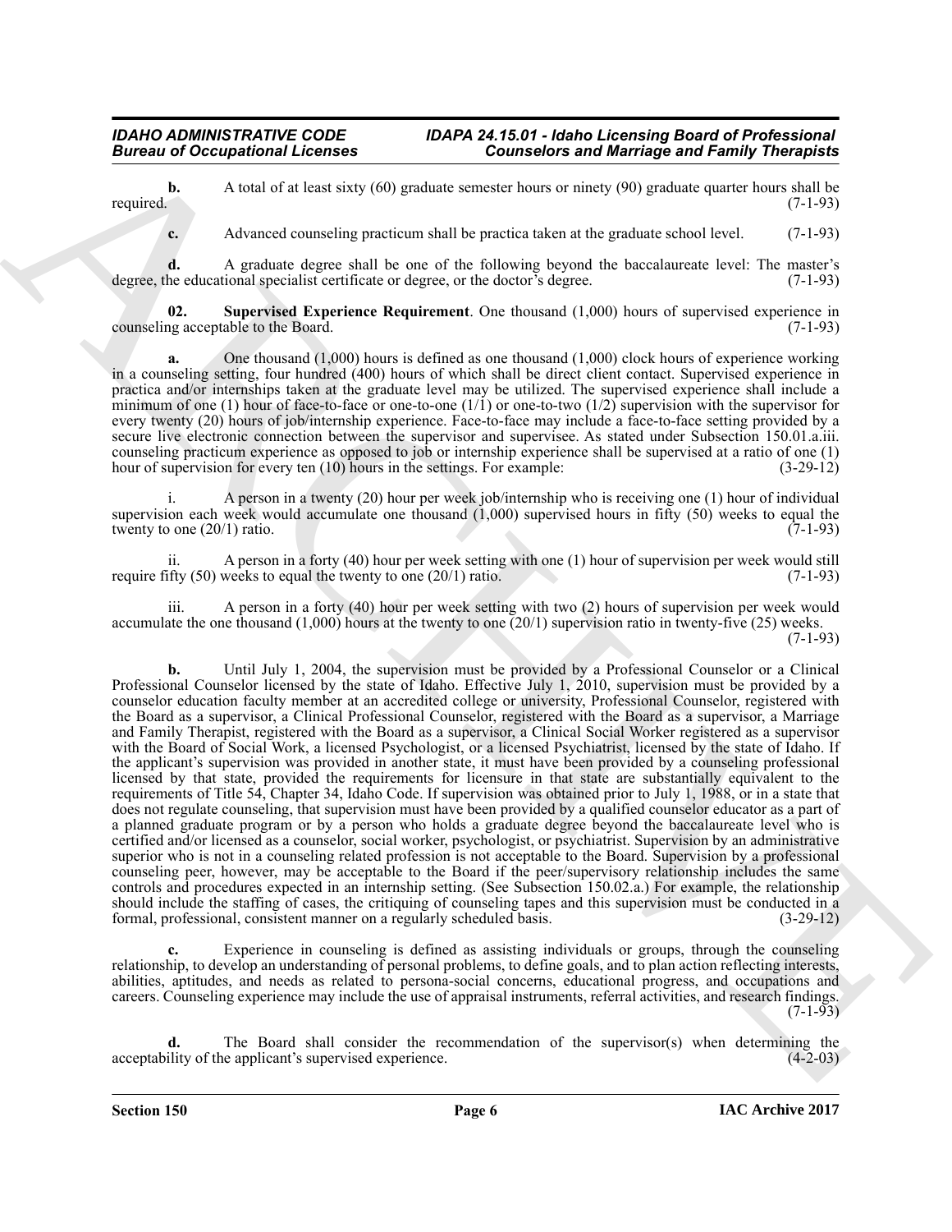**b.** A total of at least sixty (60) graduate semester hours or ninety (90) graduate quarter hours shall be required. (7-1-93)

**c.** Advanced counseling practicum shall be practica taken at the graduate school level. (7-1-93)

**d.** A graduate degree shall be one of the following beyond the baccalaureate level: The master's degree, the educational specialist certificate or degree, or the doctor's degree. (7-1-93)

**02. Supervised Experience Requirement**. One thousand (1,000) hours of supervised experience in counseling acceptable to the Board. (7-1-93)

**a.** One thousand (1,000) hours is defined as one thousand (1,000) clock hours of experience working in a counseling setting, four hundred (400) hours of which shall be direct client contact. Supervised experience in practica and/or internships taken at the graduate level may be utilized. The supervised experience shall include a minimum of one (1) hour of face-to-face or one-to-one (1/1) or one-to-two (1/2) supervision with the supervisor for every twenty (20) hours of job/internship experience. Face-to-face may include a face-to-face setting provided by a secure live electronic connection between the supervisor and supervisee. As stated under Subsection 150.01.a.iii. counseling practicum experience as opposed to job or internship experience shall be supervised at a ratio of one (1) hour of supervision for every ten (10) hours in the settings. For example: (3-29-12)

i. A person in a twenty (20) hour per week job/internship who is receiving one (1) hour of individual supervision each week would accumulate one thousand (1,000) supervised hours in fifty (50) weeks to equal the twenty to one (20/1) ratio. (7-1-93)

ii. A person in a forty (40) hour per week setting with one (1) hour of supervision per week would still require fifty (50) weeks to equal the twenty to one (20/1) ratio. (7-1-93)

iii. A person in a forty (40) hour per week setting with two (2) hours of supervision per week would accumulate the one thousand (1,000) hours at the twenty to one (20/1) supervision ratio in twenty-five (25) weeks. (7-1-93)

**b.** Until July 1, 2004, the supervision must be provided by a Professional Counselor or a Clinical Professional Counselor licensed by the state of Idaho. Effective July 1, 2010, supervision must be provided by a counselor education faculty member at an accredited college or university, Professional Counselor, registered with the Board as a supervisor, a Clinical Professional Counselor, registered with the Board as a supervisor, a Marriage and Family Therapist, registered with the Board as a supervisor, a Clinical Social Worker registered as a supervisor with the Board of Social Work, a licensed Psychologist, or a licensed Psychiatrist, licensed by the state of Idaho. If the applicant's supervision was provided in another state, it must have been provided by a counseling professional licensed by that state, provided the requirements for licensure in that state are substantially equivalent to the requirements of Title 54, Chapter 34, Idaho Code. If supervision was obtained prior to July 1, 1988, or in a state that does not regulate counseling, that supervision must have been provided by a qualified counselor educator as a part of a planned graduate program or by a person who holds a graduate degree beyond the baccalaureate level who is certified and/or licensed as a counselor, social worker, psychologist, or psychiatrist. Supervision by an administrative superior who is not in a counseling related profession is not acceptable to the Board. Supervision by a professional counseling peer, however, may be acceptable to the Board if the peer/supervisory relationship includes the same controls and procedures expected in an internship setting. (See Subsection 150.02.a.) For example, the relationship should include the staffing of cases, the critiquing of counseling tapes and this supervision must be conducted in a formal, professional, consistent manner on a regularly scheduled basis. (3-29-12)

**c.** Experience in counseling is defined as assisting individuals or groups, through the counseling relationship, to develop an understanding of personal problems, to define goals, and to plan action reflecting interests, abilities, aptitudes, and needs as related to persona-social concerns, educational progress, and occupations and careers. Counseling experience may include the use of appraisal instruments, referral activities, and research findings. (7-1-93)

**d.** The Board shall consider the recommendation of the supervisor(s) when determining the acceptability of the applicant's supervised experience. (4-2-03)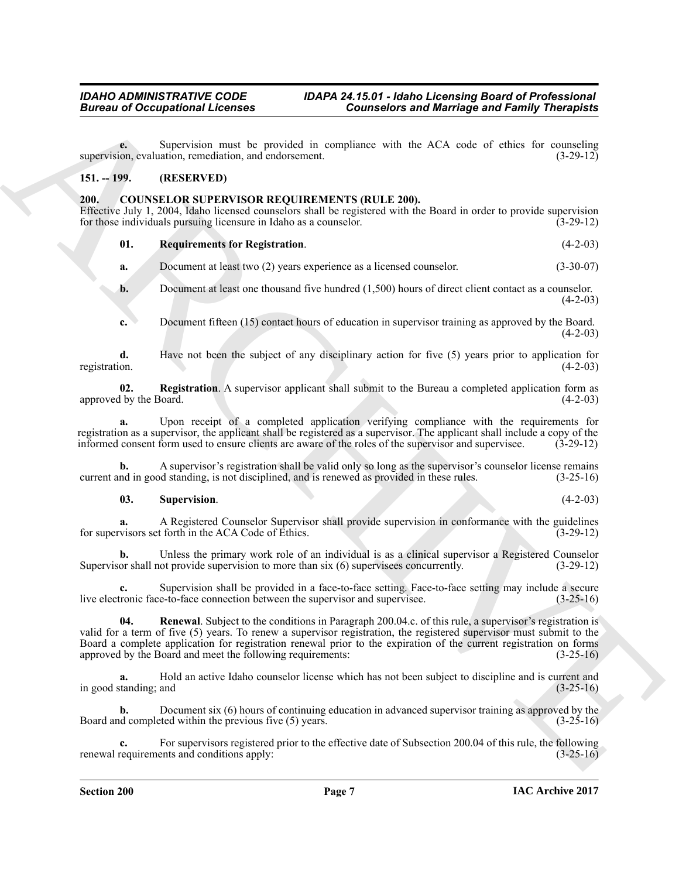**e.** Supervision must be provided in compliance with the ACA code of ethics for counseling supervision, evaluation, remediation, and endorsement. (3-29-12)

## 151. -- 199. (RESERVED)

## 200. COUNSELOR SUPERVISOR REQUIREMENTS (RULE 200).

Effective July 1, 2004, Idaho licensed counselors shall be registered with the Board in order to provide supervision for those individuals pursuing licensure in Idaho as a counselor. (3-29-12)

**01. Requirements for Registration**. (4-2-03)

**a.** Document at least two (2) years experience as a licensed counselor. (3-30-07)

**b.** Document at least one thousand five hundred (1,500) hours of direct client contact as a counselor. (4-2-03)

**c.** Document fifteen (15) contact hours of education in supervisor training as approved by the Board. (4-2-03)

**d.** Have not been the subject of any disciplinary action for five (5) years prior to application for registration. (4-2-03)

**02. Registration**. A supervisor applicant shall submit to the Bureau a completed application form as approved by the Board. (4-2-03)

**a.** Upon receipt of a completed application verifying compliance with the requirements for registration as a supervisor, the applicant shall be registered as a supervisor. The applicant shall include a copy of the informed consent form used to ensure clients are aware of the roles of the supervisor and supervisee. (3-29-12)

**b.** A supervisor's registration shall be valid only so long as the supervisor's counselor license remains current and in good standing, is not disciplined, and is renewed as provided in these rules. (3-25-16)

**03. Supervision**. (4-2-03)

**a.** A Registered Counselor Supervisor shall provide supervision in conformance with the guidelines for supervisors set forth in the ACA Code of Ethics. (3-29-12)

**b.** Unless the primary work role of an individual is as a clinical supervisor a Registered Counselor Supervisor shall not provide supervision to more than six (6) supervisees concurrently. (3-29-12)

**c.** Supervision shall be provided in a face-to-face setting. Face-to-face setting may include a secure live electronic face-to-face connection between the supervisor and supervisee. (3-25-16)

**04. Renewal**. Subject to the conditions in Paragraph 200.04.c. of this rule, a supervisor's registration is valid for a term of five (5) years. To renew a supervisor registration, the registered supervisor must submit to the Board a complete application for registration renewal prior to the expiration of the current registration on forms approved by the Board and meet the following requirements: (3-25-16)

**a.** Hold an active Idaho counselor license which has not been subject to discipline and is current and in good standing; and (3-25-16)

**b.** Document six (6) hours of continuing education in advanced supervisor training as approved by the Board and completed within the previous five (5) years. (3-25-16)

**c.** For supervisors registered prior to the effective date of Subsection 200.04 of this rule, the following renewal requirements and conditions apply: (3-25-16)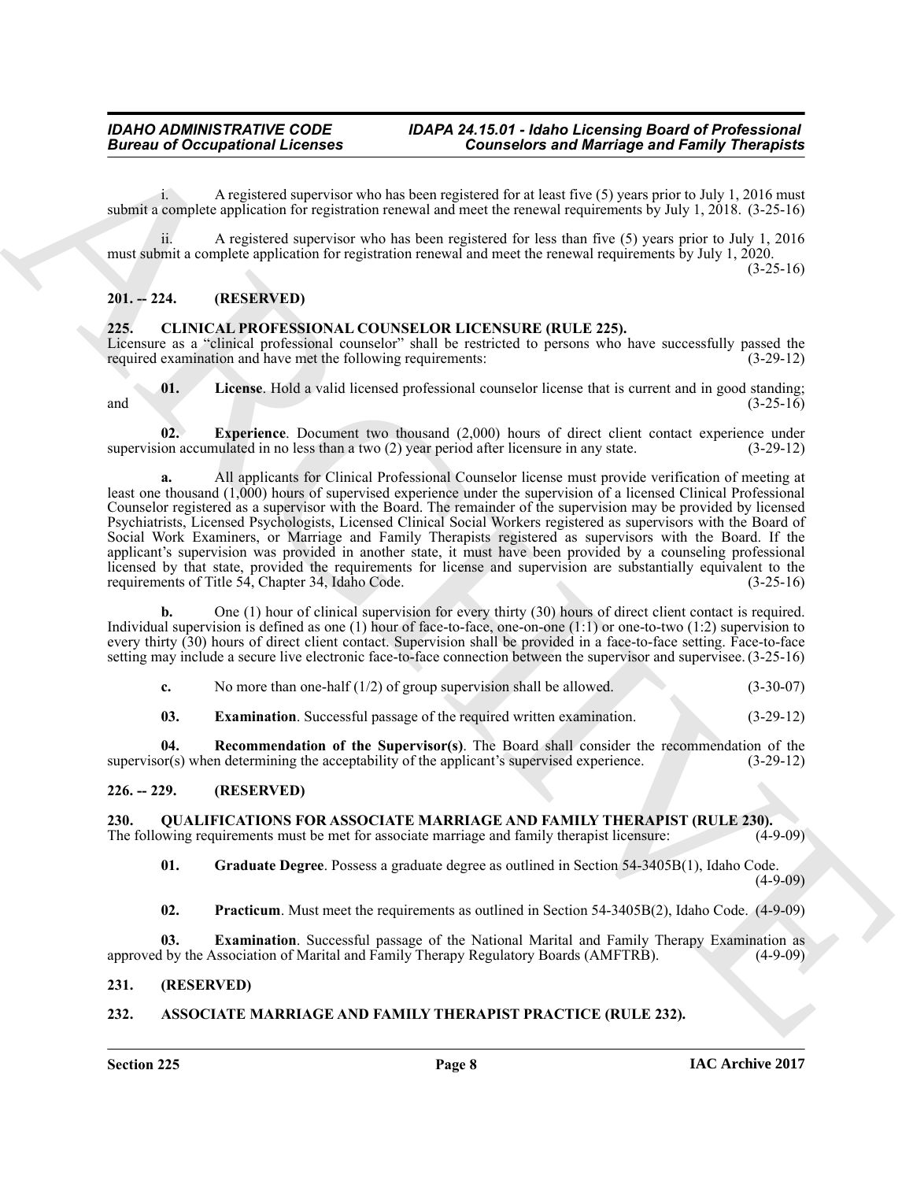i. A registered supervisor who has been registered for at least five (5) years prior to July 1, 2016 must submit a complete application for registration renewal and meet the renewal requirements by July 1, 2018. (3-25-16)

ii. A registered supervisor who has been registered for less than five (5) years prior to July 1, 2016 must submit a complete application for registration renewal and meet the renewal requirements by July 1, 2020. (3-25-16)

## 201. -- 224. (RESERVED)

## 225. CLINICAL PROFESSIONAL COUNSELOR LICENSURE (RULE 225).

Licensure as a "clinical professional counselor" shall be restricted to persons who have successfully passed the required examination and have met the following requirements: (3-29-12)

**01. License**. Hold a valid licensed professional counselor license that is current and in good standing; and (3-25-16)

**02. Experience**. Document two thousand (2,000) hours of direct client contact experience under supervision accumulated in no less than a two (2) year period after licensure in any state. (3-29-12)

**a.** All applicants for Clinical Professional Counselor license must provide verification of meeting at least one thousand (1,000) hours of supervised experience under the supervision of a licensed Clinical Professional Counselor registered as a supervisor with the Board. The remainder of the supervision may be provided by licensed Psychiatrists, Licensed Psychologists, Licensed Clinical Social Workers registered as supervisors with the Board of Social Work Examiners, or Marriage and Family Therapists registered as supervisors with the Board. If the applicant's supervision was provided in another state, it must have been provided by a counseling professional licensed by that state, provided the requirements for license and supervision are substantially equivalent to the requirements of Title 54, Chapter 34, Idaho Code. (3-25-16)

**b.** One (1) hour of clinical supervision for every thirty (30) hours of direct client contact is required. Individual supervision is defined as one (1) hour of face-to-face, one-on-one (1:1) or one-to-two (1:2) supervision to every thirty (30) hours of direct client contact. Supervision shall be provided in a face-to-face setting. Face-to-face setting may include a secure live electronic face-to-face connection between the supervisor and supervisee. (3-25-16)

**c.** No more than one-half (1/2) of group supervision shall be allowed. (3-30-07)

**03. Examination**. Successful passage of the required written examination. (3-29-12)

**04. Recommendation of the Supervisor(s)**. The Board shall consider the recommendation of the supervisor(s) when determining the acceptability of the applicant's supervised experience. (3-29-12)

## 226. -- 229. (RESERVED)

## 230. QUALIFICATIONS FOR ASSOCIATE MARRIAGE AND FAMILY THERAPIST (RULE 230).

The following requirements must be met for associate marriage and family therapist licensure: (4-9-09)

**01. Graduate Degree**. Possess a graduate degree as outlined in Section 54-3405B(1), Idaho Code. (4-9-09)

**02. Practicum**. Must meet the requirements as outlined in Section 54-3405B(2), Idaho Code. (4-9-09)

**03. Examination**. Successful passage of the National Marital and Family Therapy Examination as approved by the Association of Marital and Family Therapy Regulatory Boards (AMFTRB). (4-9-09)

## 231. (RESERVED)

## 232. ASSOCIATE MARRIAGE AND FAMILY THERAPIST PRACTICE (RULE 232).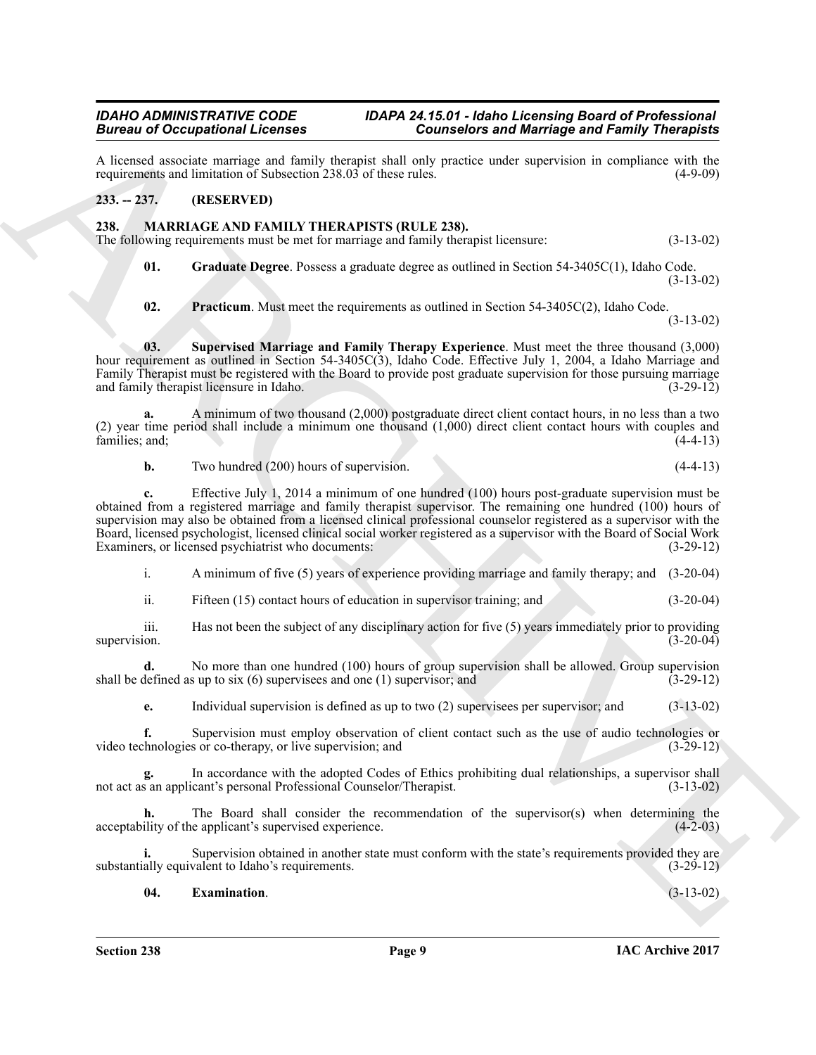A licensed associate marriage and family therapist shall only practice under supervision in compliance with the requirements and limitation of Subsection 238.03 of these rules. (4-9-09)

## 233. -- 237. (RESERVED)

## 238. MARRIAGE AND FAMILY THERAPISTS (RULE 238).

The following requirements must be met for marriage and family therapist licensure: (3-13-02)

**01. Graduate Degree**. Possess a graduate degree as outlined in Section 54-3405C(1), Idaho Code. (3-13-02)

**02. Practicum**. Must meet the requirements as outlined in Section 54-3405C(2), Idaho Code. (3-13-02)

**03. Supervised Marriage and Family Therapy Experience**. Must meet the three thousand (3,000) hour requirement as outlined in Section 54-3405C(3), Idaho Code. Effective July 1, 2004, a Idaho Marriage and Family Therapist must be registered with the Board to provide post graduate supervision for those pursuing marriage and family therapist licensure in Idaho. (3-29-12)

**a.** A minimum of two thousand (2,000) postgraduate direct client contact hours, in no less than a two (2) year time period shall include a minimum one thousand (1,000) direct client contact hours with couples and families; and; (4-4-13)

**b.** Two hundred (200) hours of supervision. (4-4-13)

**c.** Effective July 1, 2014 a minimum of one hundred (100) hours post-graduate supervision must be obtained from a registered marriage and family therapist supervisor. The remaining one hundred (100) hours of supervision may also be obtained from a licensed clinical professional counselor registered as a supervisor with the Board, licensed psychologist, licensed clinical social worker registered as a supervisor with the Board of Social Work Examiners, or licensed psychiatrist who documents: (3-29-12)

i. A minimum of five (5) years of experience providing marriage and family therapy; and (3-20-04)

ii. Fifteen (15) contact hours of education in supervisor training; and (3-20-04)

iii. Has not been the subject of any disciplinary action for five (5) years immediately prior to providing supervision. (3-20-04)

**d.** No more than one hundred (100) hours of group supervision shall be allowed. Group supervision shall be defined as up to six (6) supervisees and one (1) supervisor; and (3-29-12)

**e.** Individual supervision is defined as up to two (2) supervisees per supervisor; and (3-13-02)

**f.** Supervision must employ observation of client contact such as the use of audio technologies or video technologies or co-therapy, or live supervision; and (3-29-12)

**g.** In accordance with the adopted Codes of Ethics prohibiting dual relationships, a supervisor shall not act as an applicant's personal Professional Counselor/Therapist. (3-13-02)

**h.** The Board shall consider the recommendation of the supervisor(s) when determining the acceptability of the applicant's supervised experience. (4-2-03)

**i.** Supervision obtained in another state must conform with the state's requirements provided they are substantially equivalent to Idaho's requirements. (3-29-12)

**04. Examination**. (3-13-02)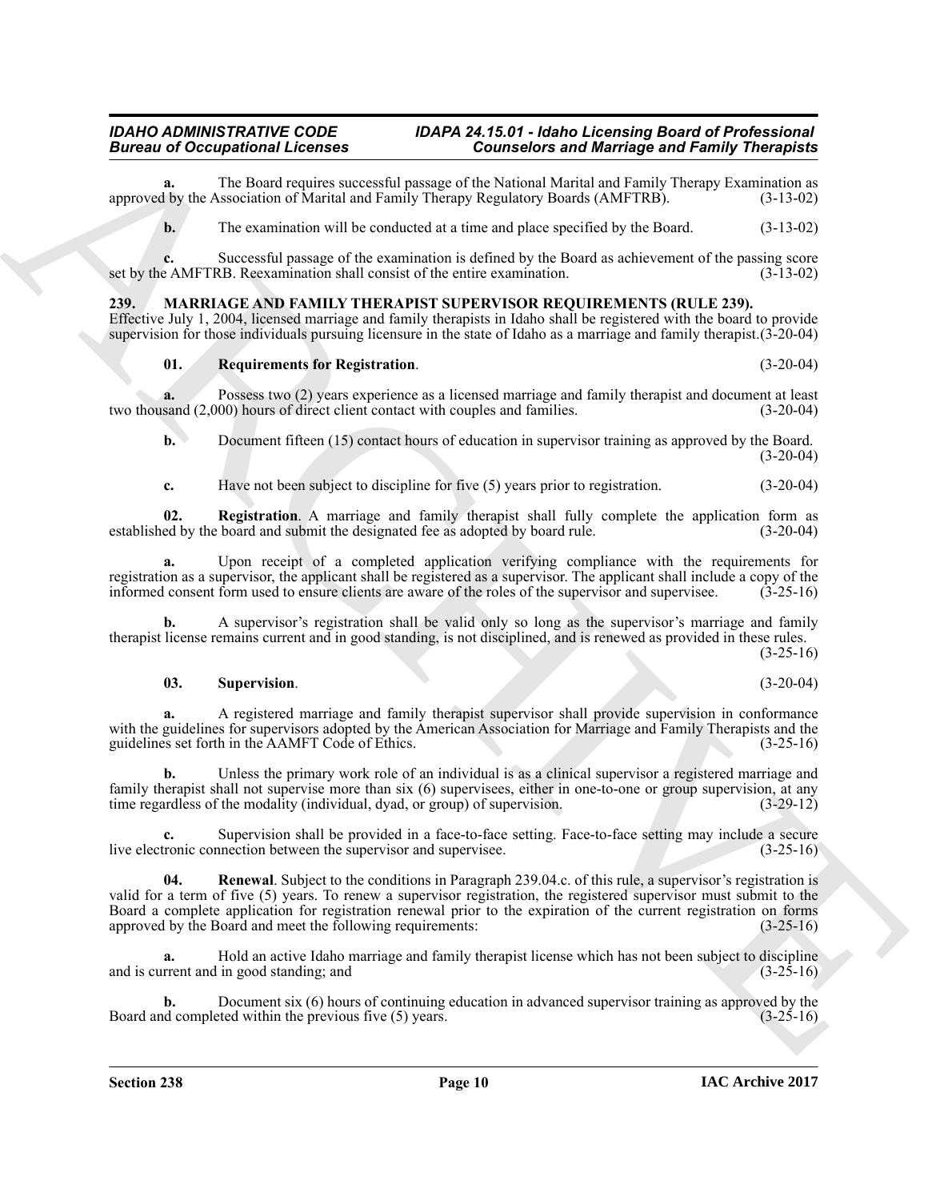**a.** The Board requires successful passage of the National Marital and Family Therapy Examination as approved by the Association of Marital and Family Therapy Regulatory Boards (AMFTRB). (3-13-02)

**b.** The examination will be conducted at a time and place specified by the Board. (3-13-02)

**c.** Successful passage of the examination is defined by the Board as achievement of the passing score set by the AMFTRB. Reexamination shall consist of the entire examination. (3-13-02)

## 239. MARRIAGE AND FAMILY THERAPIST SUPERVISOR REQUIREMENTS (RULE 239).

Effective July 1, 2004, licensed marriage and family therapists in Idaho shall be registered with the board to provide supervision for those individuals pursuing licensure in the state of Idaho as a marriage and family therapist. (3-20-04)

**01. Requirements for Registration**. (3-20-04)

**a.** Possess two (2) years experience as a licensed marriage and family therapist and document at least two thousand (2,000) hours of direct client contact with couples and families. (3-20-04)

**b.** Document fifteen (15) contact hours of education in supervisor training as approved by the Board. (3-20-04)

**c.** Have not been subject to discipline for five (5) years prior to registration. (3-20-04)

**02. Registration**. A marriage and family therapist shall fully complete the application form as established by the board and submit the designated fee as adopted by board rule. (3-20-04)

**a.** Upon receipt of a completed application verifying compliance with the requirements for registration as a supervisor, the applicant shall be registered as a supervisor. The applicant shall include a copy of the informed consent form used to ensure clients are aware of the roles of the supervisor and supervisee. (3-25-16)

**b.** A supervisor's registration shall be valid only so long as the supervisor's marriage and family therapist license remains current and in good standing, is not disciplined, and is renewed as provided in these rules. (3-25-16)

**03. Supervision**. (3-20-04)

**a.** A registered marriage and family therapist supervisor shall provide supervision in conformance with the guidelines for supervisors adopted by the American Association for Marriage and Family Therapists and the guidelines set forth in the AAMFT Code of Ethics. (3-25-16)

**b.** Unless the primary work role of an individual is as a clinical supervisor a registered marriage and family therapist shall not supervise more than six (6) supervisees, either in one-to-one or group supervision, at any time regardless of the modality (individual, dyad, or group) of supervision. (3-29-12)

**c.** Supervision shall be provided in a face-to-face setting. Face-to-face setting may include a secure live electronic connection between the supervisor and supervisee. (3-25-16)

**04. Renewal**. Subject to the conditions in Paragraph 239.04.c. of this rule, a supervisor's registration is valid for a term of five (5) years. To renew a supervisor registration, the registered supervisor must submit to the Board a complete application for registration renewal prior to the expiration of the current registration on forms approved by the Board and meet the following requirements: (3-25-16)

**a.** Hold an active Idaho marriage and family therapist license which has not been subject to discipline and is current and in good standing; and (3-25-16)

**b.** Document six (6) hours of continuing education in advanced supervisor training as approved by the Board and completed within the previous five (5) years. (3-25-16)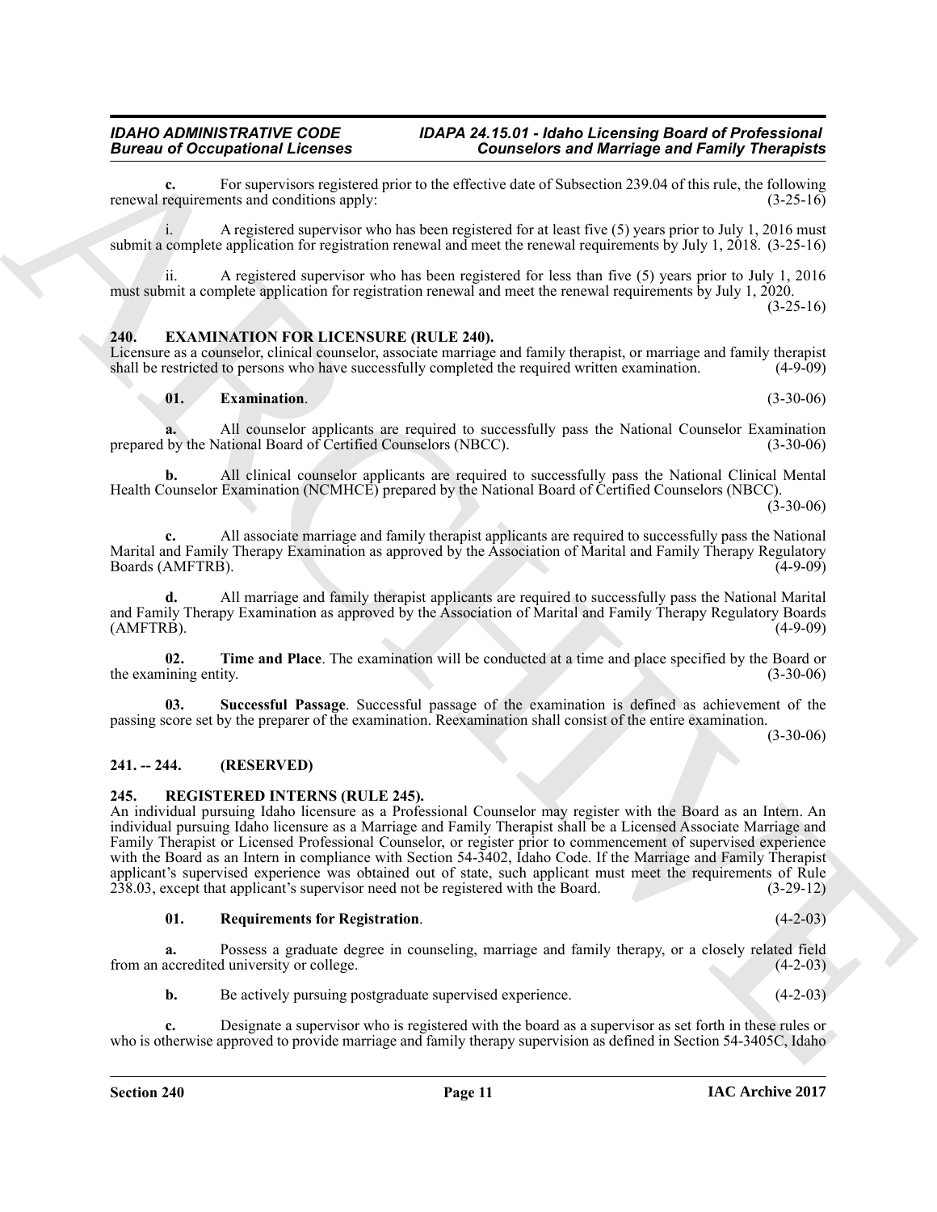**c.** For supervisors registered prior to the effective date of Subsection 239.04 of this rule, the following renewal requirements and conditions apply: (3-25-16)

i. A registered supervisor who has been registered for at least five (5) years prior to July 1, 2016 must submit a complete application for registration renewal and meet the renewal requirements by July 1, 2018. (3-25-16)

ii. A registered supervisor who has been registered for less than five (5) years prior to July 1, 2016 must submit a complete application for registration renewal and meet the renewal requirements by July 1, 2020. (3-25-16)

## 240. EXAMINATION FOR LICENSURE (RULE 240).

Licensure as a counselor, clinical counselor, associate marriage and family therapist, or marriage and family therapist shall be restricted to persons who have successfully completed the required written examination. (4-9-09)

**01. Examination**. (3-30-06)

**a.** All counselor applicants are required to successfully pass the National Counselor Examination prepared by the National Board of Certified Counselors (NBCC). (3-30-06)

**b.** All clinical counselor applicants are required to successfully pass the National Clinical Mental Health Counselor Examination (NCMHCE) prepared by the National Board of Certified Counselors (NBCC). (3-30-06)

**c.** All associate marriage and family therapist applicants are required to successfully pass the National Marital and Family Therapy Examination as approved by the Association of Marital and Family Therapy Regulatory Boards (AMFTRB). (4-9-09)

**d.** All marriage and family therapist applicants are required to successfully pass the National Marital and Family Therapy Examination as approved by the Association of Marital and Family Therapy Regulatory Boards (AMFTRB). (4-9-09)

**02. Time and Place**. The examination will be conducted at a time and place specified by the Board or the examining entity. (3-30-06)

**03. Successful Passage**. Successful passage of the examination is defined as achievement of the passing score set by the preparer of the examination. Reexamination shall consist of the entire examination. (3-30-06)

## 241. -- 244. (RESERVED)

## 245. REGISTERED INTERNS (RULE 245).

An individual pursuing Idaho licensure as a Professional Counselor may register with the Board as an Intern. An individual pursuing Idaho licensure as a Marriage and Family Therapist shall be a Licensed Associate Marriage and Family Therapist or Licensed Professional Counselor, or register prior to commencement of supervised experience with the Board as an Intern in compliance with Section 54-3402, Idaho Code. If the Marriage and Family Therapist applicant's supervised experience was obtained out of state, such applicant must meet the requirements of Rule 238.03, except that applicant's supervisor need not be registered with the Board. (3-29-12)

**01. Requirements for Registration**. (4-2-03)

**a.** Possess a graduate degree in counseling, marriage and family therapy, or a closely related field from an accredited university or college. (4-2-03)

**b.** Be actively pursuing postgraduate supervised experience. (4-2-03)

**c.** Designate a supervisor who is registered with the board as a supervisor as set forth in these rules or who is otherwise approved to provide marriage and family therapy supervision as defined in Section 54-3405C, Idaho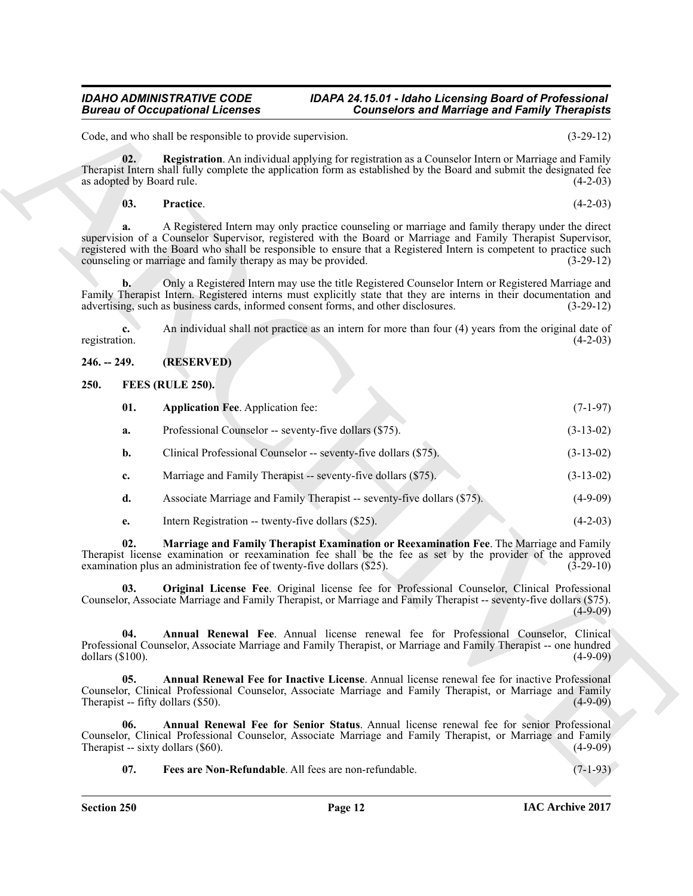Code, and who shall be responsible to provide supervision. (3-29-12)

**02. Registration**. An individual applying for registration as a Counselor Intern or Marriage and Family Therapist Intern shall fully complete the application form as established by the Board and submit the designated fee as adopted by Board rule. (4-2-03)

**03. Practice**. (4-2-03)

**a.** A Registered Intern may only practice counseling or marriage and family therapy under the direct supervision of a Counselor Supervisor, registered with the Board or Marriage and Family Therapist Supervisor, registered with the Board who shall be responsible to ensure that a Registered Intern is competent to practice such counseling or marriage and family therapy as may be provided. (3-29-12)

**b.** Only a Registered Intern may use the title Registered Counselor Intern or Registered Marriage and Family Therapist Intern. Registered interns must explicitly state that they are interns in their documentation and advertising, such as business cards, informed consent forms, and other disclosures. (3-29-12)

**c.** An individual shall not practice as an intern for more than four (4) years from the original date of registration. (4-2-03)

## 246. -- 249. (RESERVED)

## 250. FEES (RULE 250).

**01. Application Fee**. Application fee: (7-1-97)

**a.** Professional Counselor -- seventy-five dollars ($75). (3-13-02)

**b.** Clinical Professional Counselor -- seventy-five dollars ($75). (3-13-02)

**c.** Marriage and Family Therapist -- seventy-five dollars ($75). (3-13-02)

**d.** Associate Marriage and Family Therapist -- seventy-five dollars ($75). (4-9-09)

**e.** Intern Registration -- twenty-five dollars ($25). (4-2-03)

**02. Marriage and Family Therapist Examination or Reexamination Fee**. The Marriage and Family Therapist license examination or reexamination fee shall be the fee as set by the provider of the approved examination plus an administration fee of twenty-five dollars ($25). (3-29-10)

**03. Original License Fee**. Original license fee for Professional Counselor, Clinical Professional Counselor, Associate Marriage and Family Therapist, or Marriage and Family Therapist -- seventy-five dollars ($75). (4-9-09)

**04. Annual Renewal Fee**. Annual license renewal fee for Professional Counselor, Clinical Professional Counselor, Associate Marriage and Family Therapist, or Marriage and Family Therapist -- one hundred dollars ($100). (4-9-09)

**05. Annual Renewal Fee for Inactive License**. Annual license renewal fee for inactive Professional Counselor, Clinical Professional Counselor, Associate Marriage and Family Therapist, or Marriage and Family Therapist -- fifty dollars ($50). (4-9-09)

**06. Annual Renewal Fee for Senior Status**. Annual license renewal fee for senior Professional Counselor, Clinical Professional Counselor, Associate Marriage and Family Therapist, or Marriage and Family Therapist -- sixty dollars ($60). (4-9-09)

**07. Fees are Non-Refundable**. All fees are non-refundable. (7-1-93)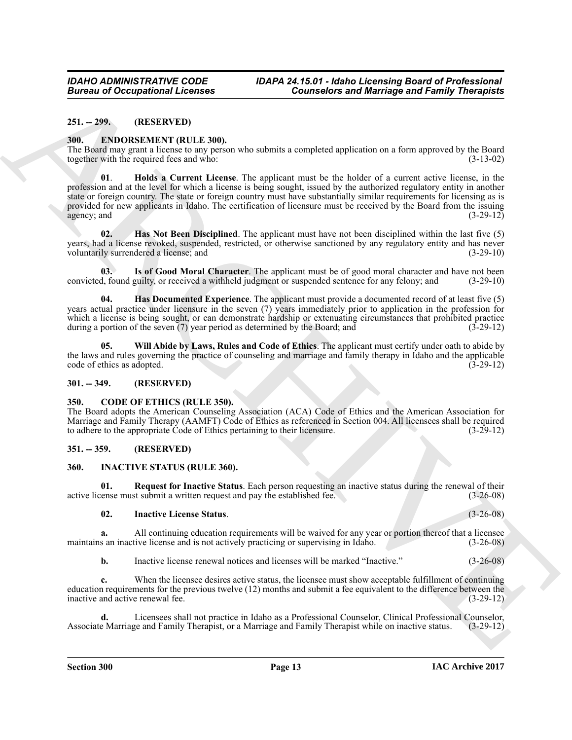**251. -- 299. (RESERVED)**

**300. ENDORSEMENT (RULE 300).**

The Board may grant a license to any person who submits a completed application on a form approved by the Board together with the required fees and who: (3-13-02)

**01. Holds a Current License**. The applicant must be the holder of a current active license, in the profession and at the level for which a license is being sought, issued by the authorized regulatory entity in another state or foreign country. The state or foreign country must have substantially similar requirements for licensing as is provided for new applicants in Idaho. The certification of licensure must be received by the Board from the issuing agency; and (3-29-12)

**02. Has Not Been Disciplined**. The applicant must have not been disciplined within the last five (5) years, had a license revoked, suspended, restricted, or otherwise sanctioned by any regulatory entity and has never voluntarily surrendered a license; and (3-29-10)

**03. Is of Good Moral Character**. The applicant must be of good moral character and have not been convicted, found guilty, or received a withheld judgment or suspended sentence for any felony; and (3-29-10)

**04. Has Documented Experience**. The applicant must provide a documented record of at least five (5) years actual practice under licensure in the seven (7) years immediately prior to application in the profession for which a license is being sought, or can demonstrate hardship or extenuating circumstances that prohibited practice during a portion of the seven (7) year period as determined by the Board; and (3-29-12)

**05. Will Abide by Laws, Rules and Code of Ethics**. The applicant must certify under oath to abide by the laws and rules governing the practice of counseling and marriage and family therapy in Idaho and the applicable code of ethics as adopted. (3-29-12)

**301. -- 349. (RESERVED)**

**350. CODE OF ETHICS (RULE 350).**

The Board adopts the American Counseling Association (ACA) Code of Ethics and the American Association for Marriage and Family Therapy (AAMFT) Code of Ethics as referenced in Section 004. All licensees shall be required to adhere to the appropriate Code of Ethics pertaining to their licensure. (3-29-12)

**351. -- 359. (RESERVED)**

**360. INACTIVE STATUS (RULE 360).**

**01. Request for Inactive Status**. Each person requesting an inactive status during the renewal of their active license must submit a written request and pay the established fee. (3-26-08)

**02. Inactive License Status**. (3-26-08)

**a.** All continuing education requirements will be waived for any year or portion thereof that a licensee maintains an inactive license and is not actively practicing or supervising in Idaho. (3-26-08)

**b.** Inactive license renewal notices and licenses will be marked "Inactive." (3-26-08)

**c.** When the licensee desires active status, the licensee must show acceptable fulfillment of continuing education requirements for the previous twelve (12) months and submit a fee equivalent to the difference between the inactive and active renewal fee. (3-29-12)

**d.** Licensees shall not practice in Idaho as a Professional Counselor, Clinical Professional Counselor, Associate Marriage and Family Therapist, or a Marriage and Family Therapist while on inactive status. (3-29-12)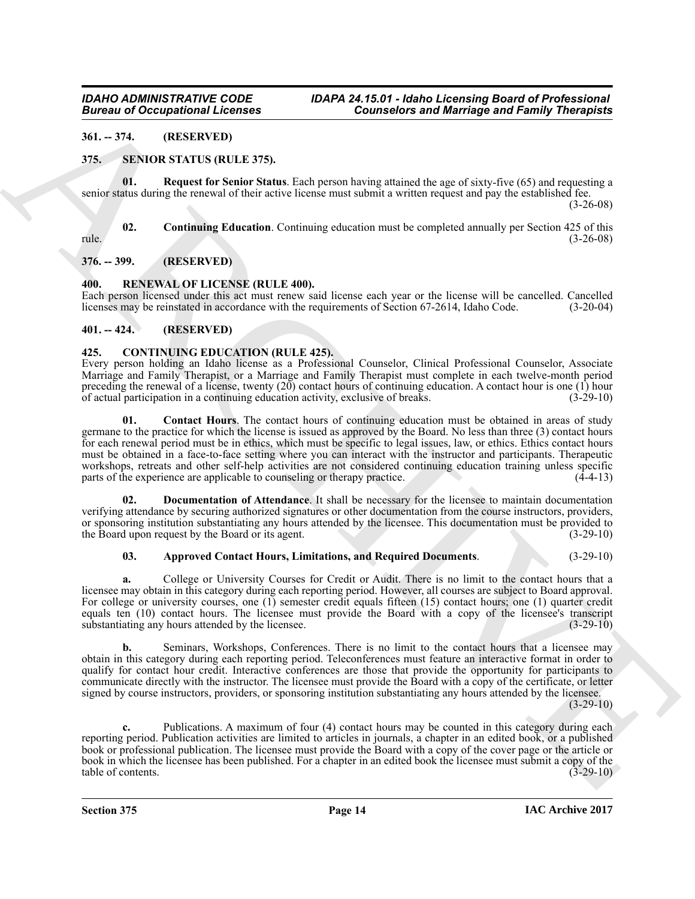## 361. -- 374. (RESERVED)

## 375. SENIOR STATUS (RULE 375).

**01. Request for Senior Status**. Each person having attained the age of sixty-five (65) and requesting a senior status during the renewal of their active license must submit a written request and pay the established fee. (3-26-08)

**02. Continuing Education**. Continuing education must be completed annually per Section 425 of this rule. (3-26-08)

## 376. -- 399. (RESERVED)

## 400. RENEWAL OF LICENSE (RULE 400).

Each person licensed under this act must renew said license each year or the license will be cancelled. Cancelled licenses may be reinstated in accordance with the requirements of Section 67-2614, Idaho Code. (3-20-04)

## 401. -- 424. (RESERVED)

## 425. CONTINUING EDUCATION (RULE 425).

Every person holding an Idaho license as a Professional Counselor, Clinical Professional Counselor, Associate Marriage and Family Therapist, or a Marriage and Family Therapist must complete in each twelve-month period preceding the renewal of a license, twenty (20) contact hours of continuing education. A contact hour is one (1) hour of actual participation in a continuing education activity, exclusive of breaks. (3-29-10)

**01. Contact Hours**. The contact hours of continuing education must be obtained in areas of study germane to the practice for which the license is issued as approved by the Board. No less than three (3) contact hours for each renewal period must be in ethics, which must be specific to legal issues, law, or ethics. Ethics contact hours must be obtained in a face-to-face setting where you can interact with the instructor and participants. Therapeutic workshops, retreats and other self-help activities are not considered continuing education training unless specific parts of the experience are applicable to counseling or therapy practice. (4-4-13)

**02. Documentation of Attendance**. It shall be necessary for the licensee to maintain documentation verifying attendance by securing authorized signatures or other documentation from the course instructors, providers, or sponsoring institution substantiating any hours attended by the licensee. This documentation must be provided to the Board upon request by the Board or its agent. (3-29-10)

**03. Approved Contact Hours, Limitations, and Required Documents**. (3-29-10)

**a.** College or University Courses for Credit or Audit. There is no limit to the contact hours that a licensee may obtain in this category during each reporting period. However, all courses are subject to Board approval. For college or university courses, one (1) semester credit equals fifteen (15) contact hours; one (1) quarter credit equals ten (10) contact hours. The licensee must provide the Board with a copy of the licensee's transcript substantiating any hours attended by the licensee. (3-29-10)

**b.** Seminars, Workshops, Conferences. There is no limit to the contact hours that a licensee may obtain in this category during each reporting period. Teleconferences must feature an interactive format in order to qualify for contact hour credit. Interactive conferences are those that provide the opportunity for participants to communicate directly with the instructor. The licensee must provide the Board with a copy of the certificate, or letter signed by course instructors, providers, or sponsoring institution substantiating any hours attended by the licensee. (3-29-10)

**c.** Publications. A maximum of four (4) contact hours may be counted in this category during each reporting period. Publication activities are limited to articles in journals, a chapter in an edited book, or a published book or professional publication. The licensee must provide the Board with a copy of the cover page or the article or book in which the licensee has been published. For a chapter in an edited book the licensee must submit a copy of the table of contents. (3-29-10)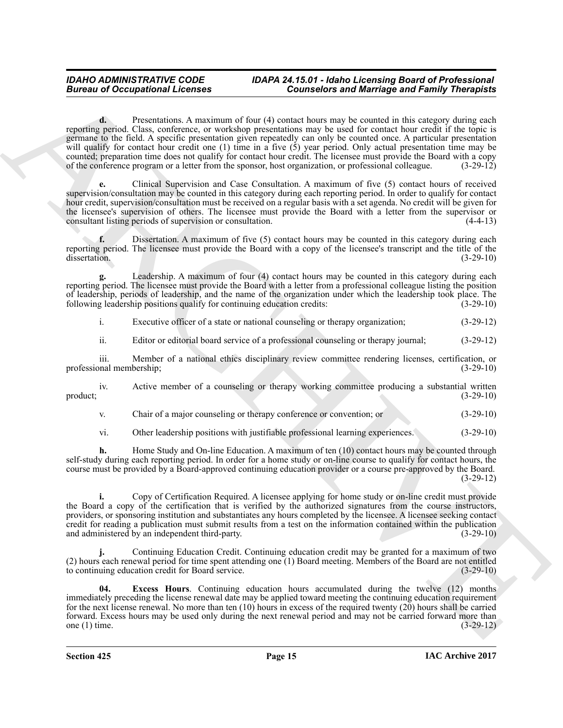**d.** Presentations. A maximum of four (4) contact hours may be counted in this category during each reporting period. Class, conference, or workshop presentations may be used for contact hour credit if the topic is germane to the field. A specific presentation given repeatedly can only be counted once. A particular presentation will qualify for contact hour credit one (1) time in a five (5) year period. Only actual presentation time may be counted; preparation time does not qualify for contact hour credit. The licensee must provide the Board with a copy of the conference program or a letter from the sponsor, host organization, or professional colleague. (3-29-12)

**e.** Clinical Supervision and Case Consultation. A maximum of five (5) contact hours of received supervision/consultation may be counted in this category during each reporting period. In order to qualify for contact hour credit, supervision/consultation must be received on a regular basis with a set agenda. No credit will be given for the licensee's supervision of others. The licensee must provide the Board with a letter from the supervisor or consultant listing periods of supervision or consultation. (4-4-13)

**f.** Dissertation. A maximum of five (5) contact hours may be counted in this category during each reporting period. The licensee must provide the Board with a copy of the licensee's transcript and the title of the dissertation. (3-29-10)

**g.** Leadership. A maximum of four (4) contact hours may be counted in this category during each reporting period. The licensee must provide the Board with a letter from a professional colleague listing the position of leadership, periods of leadership, and the name of the organization under which the leadership took place. The following leadership positions qualify for continuing education credits: (3-29-10)

i. Executive officer of a state or national counseling or therapy organization; (3-29-12)

ii. Editor or editorial board service of a professional counseling or therapy journal; (3-29-12)

iii. Member of a national ethics disciplinary review committee rendering licenses, certification, or professional membership; (3-29-10)

iv. Active member of a counseling or therapy working committee producing a substantial written product; (3-29-10)

v. Chair of a major counseling or therapy conference or convention; or (3-29-10)

vi. Other leadership positions with justifiable professional learning experiences. (3-29-10)

**h.** Home Study and On-line Education. A maximum of ten (10) contact hours may be counted through self-study during each reporting period. In order for a home study or on-line course to qualify for contact hours, the course must be provided by a Board-approved continuing education provider or a course pre-approved by the Board. (3-29-12)

**i.** Copy of Certification Required. A licensee applying for home study or on-line credit must provide the Board a copy of the certification that is verified by the authorized signatures from the course instructors, providers, or sponsoring institution and substantiates any hours completed by the licensee. A licensee seeking contact credit for reading a publication must submit results from a test on the information contained within the publication and administered by an independent third-party. (3-29-10)

**j.** Continuing Education Credit. Continuing education credit may be granted for a maximum of two (2) hours each renewal period for time spent attending one (1) Board meeting. Members of the Board are not entitled to continuing education credit for Board service. (3-29-10)

**04. Excess Hours**. Continuing education hours accumulated during the twelve (12) months immediately preceding the license renewal date may be applied toward meeting the continuing education requirement for the next license renewal. No more than ten (10) hours in excess of the required twenty (20) hours shall be carried forward. Excess hours may be used only during the next renewal period and may not be carried forward more than one (1) time. (3-29-12)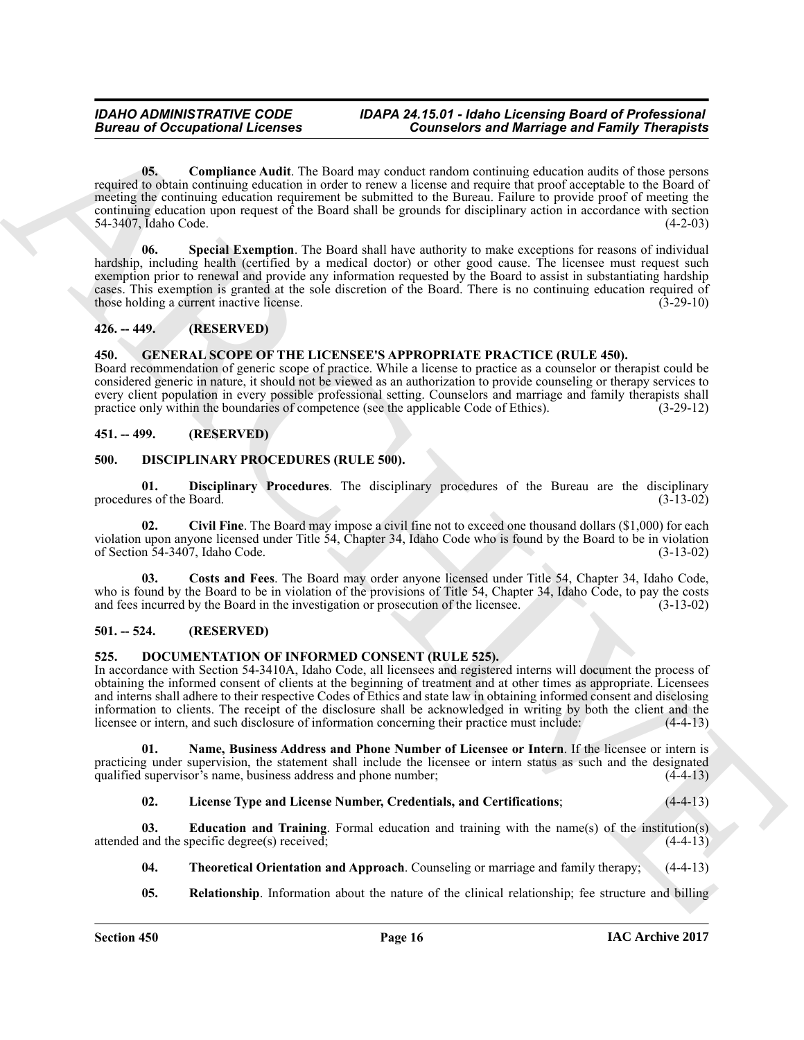**05. Compliance Audit**. The Board may conduct random continuing education audits of those persons required to obtain continuing education in order to renew a license and require that proof acceptable to the Board of meeting the continuing education requirement be submitted to the Bureau. Failure to provide proof of meeting the continuing education upon request of the Board shall be grounds for disciplinary action in accordance with section 54-3407, Idaho Code. (4-2-03)

**06. Special Exemption**. The Board shall have authority to make exceptions for reasons of individual hardship, including health (certified by a medical doctor) or other good cause. The licensee must request such exemption prior to renewal and provide any information requested by the Board to assist in substantiating hardship cases. This exemption is granted at the sole discretion of the Board. There is no continuing education required of those holding a current inactive license. (3-29-10)

## 426. -- 449. (RESERVED)

## 450. GENERAL SCOPE OF THE LICENSEE'S APPROPRIATE PRACTICE (RULE 450).

Board recommendation of generic scope of practice. While a license to practice as a counselor or therapist could be considered generic in nature, it should not be viewed as an authorization to provide counseling or therapy services to every client population in every possible professional setting. Counselors and marriage and family therapists shall practice only within the boundaries of competence (see the applicable Code of Ethics). (3-29-12)

## 451. -- 499. (RESERVED)

## 500. DISCIPLINARY PROCEDURES (RULE 500).

**01. Disciplinary Procedures**. The disciplinary procedures of the Bureau are the disciplinary procedures of the Board. (3-13-02)

**02. Civil Fine**. The Board may impose a civil fine not to exceed one thousand dollars ($1,000) for each violation upon anyone licensed under Title 54, Chapter 34, Idaho Code who is found by the Board to be in violation of Section 54-3407, Idaho Code. (3-13-02)

**03. Costs and Fees**. The Board may order anyone licensed under Title 54, Chapter 34, Idaho Code, who is found by the Board to be in violation of the provisions of Title 54, Chapter 34, Idaho Code, to pay the costs and fees incurred by the Board in the investigation or prosecution of the licensee. (3-13-02)

## 501. -- 524. (RESERVED)

## 525. DOCUMENTATION OF INFORMED CONSENT (RULE 525).

In accordance with Section 54-3410A, Idaho Code, all licensees and registered interns will document the process of obtaining the informed consent of clients at the beginning of treatment and at other times as appropriate. Licensees and interns shall adhere to their respective Codes of Ethics and state law in obtaining informed consent and disclosing information to clients. The receipt of the disclosure shall be acknowledged in writing by both the client and the licensee or intern, and such disclosure of information concerning their practice must include: (4-4-13)

**01. Name, Business Address and Phone Number of Licensee or Intern**. If the licensee or intern is practicing under supervision, the statement shall include the licensee or intern status as such and the designated qualified supervisor's name, business address and phone number; (4-4-13)

**02. License Type and License Number, Credentials, and Certifications**; (4-4-13)

**03. Education and Training**. Formal education and training with the name(s) of the institution(s) attended and the specific degree(s) received; (4-4-13)

**04. Theoretical Orientation and Approach**. Counseling or marriage and family therapy; (4-4-13)

**05. Relationship**. Information about the nature of the clinical relationship; fee structure and billing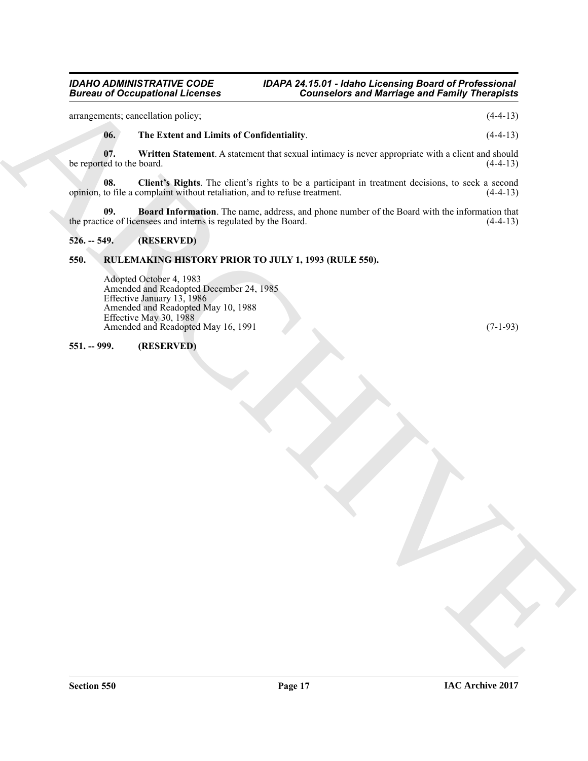arrangements; cancellation policy; (4-4-13)

**06. The Extent and Limits of Confidentiality**. (4-4-13)

**07. Written Statement**. A statement that sexual intimacy is never appropriate with a client and should be reported to the board. (4-4-13)

**08. Client's Rights**. The client's rights to be a participant in treatment decisions, to seek a second opinion, to file a complaint without retaliation, and to refuse treatment. (4-4-13)

**09. Board Information**. The name, address, and phone number of the Board with the information that the practice of licensees and interns is regulated by the Board. (4-4-13)

**526. -- 549. (RESERVED)**

**550. RULEMAKING HISTORY PRIOR TO JULY 1, 1993 (RULE 550).**

Adopted October 4, 1983
Amended and Readopted December 24, 1985
Effective January 13, 1986
Amended and Readopted May 10, 1988
Effective May 30, 1988
Amended and Readopted May 16, 1991 (7-1-93)

**551. -- 999. (RESERVED)**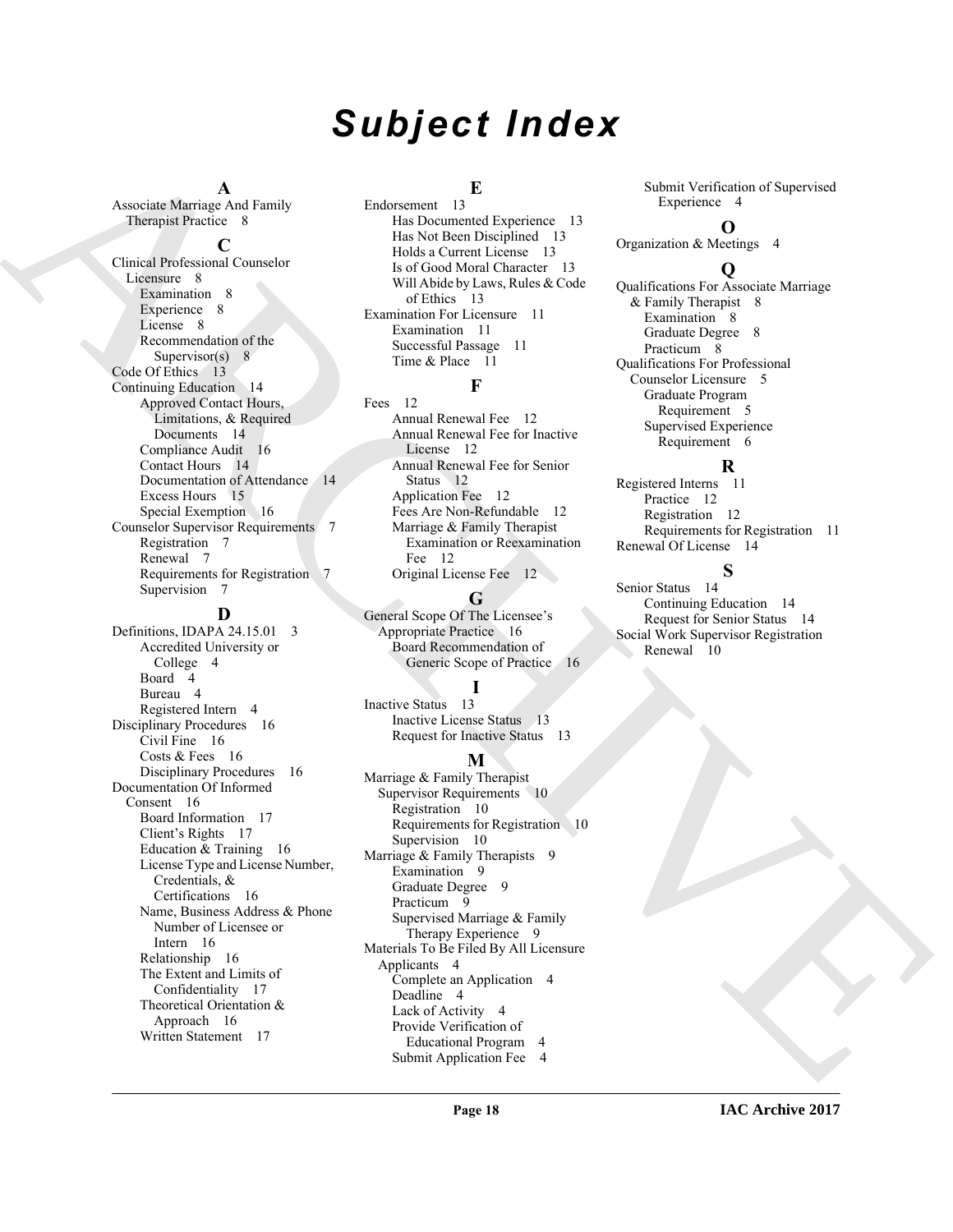# Subject Index

**A**

Associate Marriage And Family Therapist Practice 8

**C**

Clinical Professional Counselor Licensure 8
- Examination 8
- Experience 8
- License 8
- Recommendation of the Supervisor(s) 8

Code Of Ethics 13

Continuing Education 14
- Approved Contact Hours, Limitations, & Required Documents 14
- Compliance Audit 16
- Contact Hours 14
- Documentation of Attendance 14
- Excess Hours 15
- Special Exemption 16

Counselor Supervisor Requirements 7
- Registration 7
- Renewal 7
- Requirements for Registration 7
- Supervision 7

**D**

Definitions, IDAPA 24.15.01 3
- Accredited University or College 4
- Board 4
- Bureau 4
- Registered Intern 4

Disciplinary Procedures 16
- Civil Fine 16
- Costs & Fees 16
- Disciplinary Procedures 16

Documentation Of Informed Consent 16
- Board Information 17
- Client's Rights 17
- Education & Training 16
- License Type and License Number, Credentials, & Certifications 16
- Name, Business Address & Phone Number of Licensee or Intern 16
- Relationship 16
- The Extent and Limits of Confidentiality 17
- Theoretical Orientation & Approach 16
- Written Statement 17

**E**

Endorsement 13
- Has Documented Experience 13
- Has Not Been Disciplined 13
- Holds a Current License 13
- Is of Good Moral Character 13
- Will Abide by Laws, Rules & Code of Ethics 13

Examination For Licensure 11
- Examination 11
- Successful Passage 11
- Time & Place 11

**F**

Fees 12
- Annual Renewal Fee 12
- Annual Renewal Fee for Inactive License 12
- Annual Renewal Fee for Senior Status 12
- Application Fee 12
- Fees Are Non-Refundable 12
- Marriage & Family Therapist Examination or Reexamination Fee 12
- Original License Fee 12

**G**

General Scope Of The Licensee's Appropriate Practice 16
- Board Recommendation of Generic Scope of Practice 16

**I**

Inactive Status 13
- Inactive License Status 13
- Request for Inactive Status 13

**M**

Marriage & Family Therapist Supervisor Requirements 10
- Registration 10
- Requirements for Registration 10
- Supervision 10

Marriage & Family Therapists 9
- Examination 9
- Graduate Degree 9
- Practicum 9
- Supervised Marriage & Family Therapy Experience 9

Materials To Be Filed By All Licensure Applicants 4
- Complete an Application 4
- Deadline 4
- Lack of Activity 4
- Provide Verification of Educational Program 4
- Submit Application Fee 4
- Submit Verification of Supervised Experience 4

**O**

Organization & Meetings 4

**Q**

Qualifications For Associate Marriage & Family Therapist 8
- Examination 8
- Graduate Degree 8
- Practicum 8

Qualifications For Professional Counselor Licensure 5
- Graduate Program Requirement 5
- Supervised Experience Requirement 6

**R**

Registered Interns 11
- Practice 12
- Registration 12
- Requirements for Registration 11

Renewal Of License 14

**S**

Senior Status 14
- Continuing Education 14
- Request for Senior Status 14

Social Work Supervisor Registration
- Renewal 10